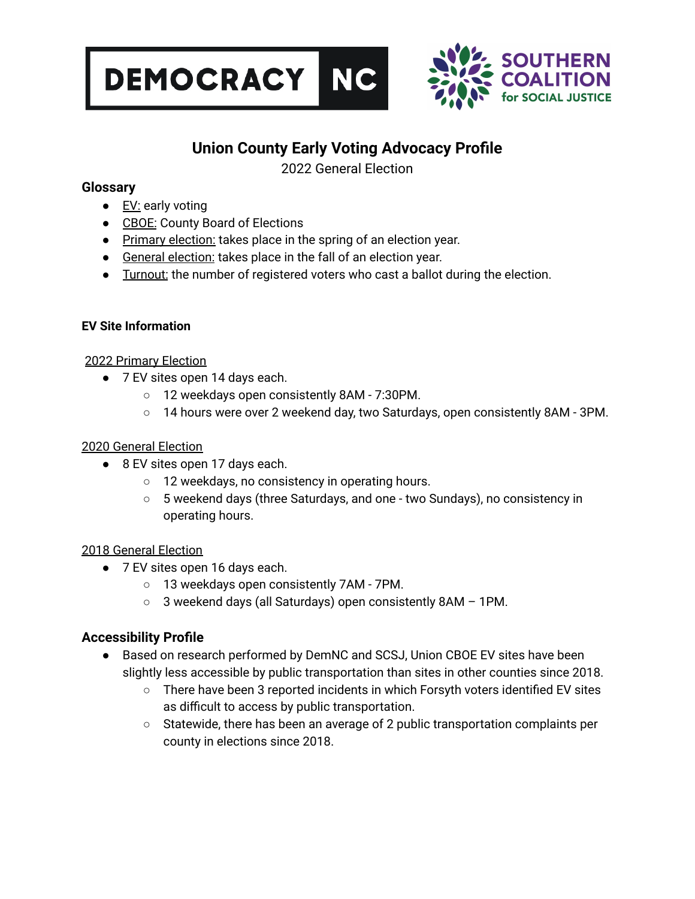# Union County Early Voting Advocacy Profile

2022 General Election

## Glossary

- EV: early voting
- CBOE: County Board of Elections
- Primary election: takes place in the spring of an election year.
- General election: takes place in the fall of an election year.
- Turnout: the number of registered voters who cast a ballot during the election.

### EV Site Information

2022 Primary Election

- 7 EV sites open 14 days each.
  - 12 weekdays open consistently 8AM - 7:30PM.
  - 14 hours were over 2 weekend day, two Saturdays, open consistently 8AM - 3PM.

2020 General Election

- 8 EV sites open 17 days each.
  - 12 weekdays, no consistency in operating hours.
  - 5 weekend days (three Saturdays, and one - two Sundays), no consistency in operating hours.

2018 General Election

- 7 EV sites open 16 days each.
  - 13 weekdays open consistently 7AM - 7PM.
  - 3 weekend days (all Saturdays) open consistently 8AM – 1PM.

## Accessibility Profile

- Based on research performed by DemNC and SCSJ, Union CBOE EV sites have been slightly less accessible by public transportation than sites in other counties since 2018.
  - There have been 3 reported incidents in which Forsyth voters identified EV sites as difficult to access by public transportation.
  - Statewide, there has been an average of 2 public transportation complaints per county in elections since 2018.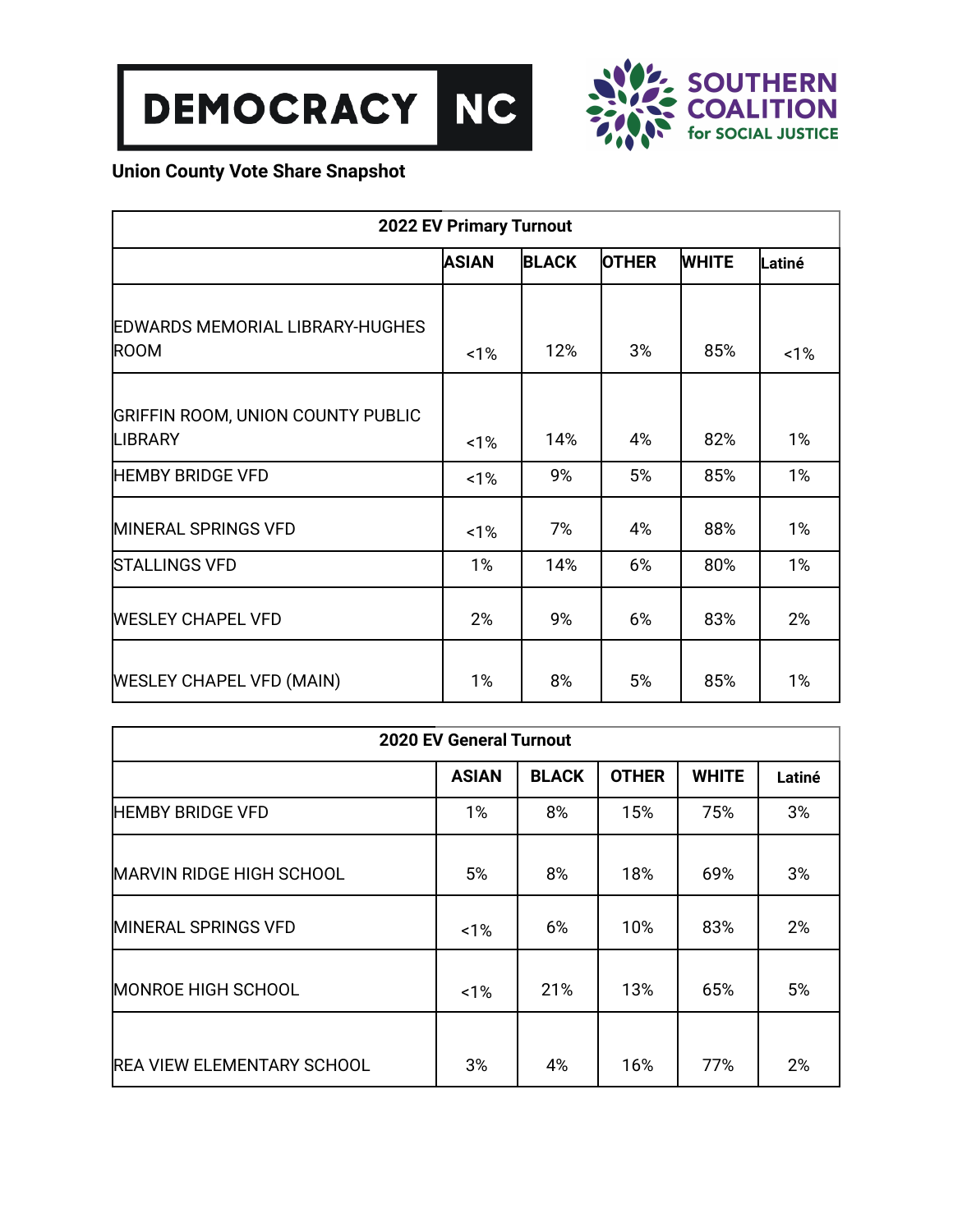DEMOCRACY NC

SOUTHERN COALITION for SOCIAL JUSTICE

**Union County Vote Share Snapshot**

| 2022 EV Primary Turnout | | | | | |
|---|---|---|---|---|---|
| | **ASIAN** | **BLACK** | **OTHER** | **WHITE** | **Latiné** |
| EDWARDS MEMORIAL LIBRARY-HUGHES ROOM | <1% | 12% | 3% | 85% | <1% |
| GRIFFIN ROOM, UNION COUNTY PUBLIC LIBRARY | <1% | 14% | 4% | 82% | 1% |
| HEMBY BRIDGE VFD | <1% | 9% | 5% | 85% | 1% |
| MINERAL SPRINGS VFD | <1% | 7% | 4% | 88% | 1% |
| STALLINGS VFD | 1% | 14% | 6% | 80% | 1% |
| WESLEY CHAPEL VFD | 2% | 9% | 6% | 83% | 2% |
| WESLEY CHAPEL VFD (MAIN) | 1% | 8% | 5% | 85% | 1% |

| 2020 EV General Turnout | | | | | |
|---|---|---|---|---|---|
| | **ASIAN** | **BLACK** | **OTHER** | **WHITE** | **Latiné** |
| HEMBY BRIDGE VFD | 1% | 8% | 15% | 75% | 3% |
| MARVIN RIDGE HIGH SCHOOL | 5% | 8% | 18% | 69% | 3% |
| MINERAL SPRINGS VFD | <1% | 6% | 10% | 83% | 2% |
| MONROE HIGH SCHOOL | <1% | 21% | 13% | 65% | 5% |
| REA VIEW ELEMENTARY SCHOOL | 3% | 4% | 16% | 77% | 2% |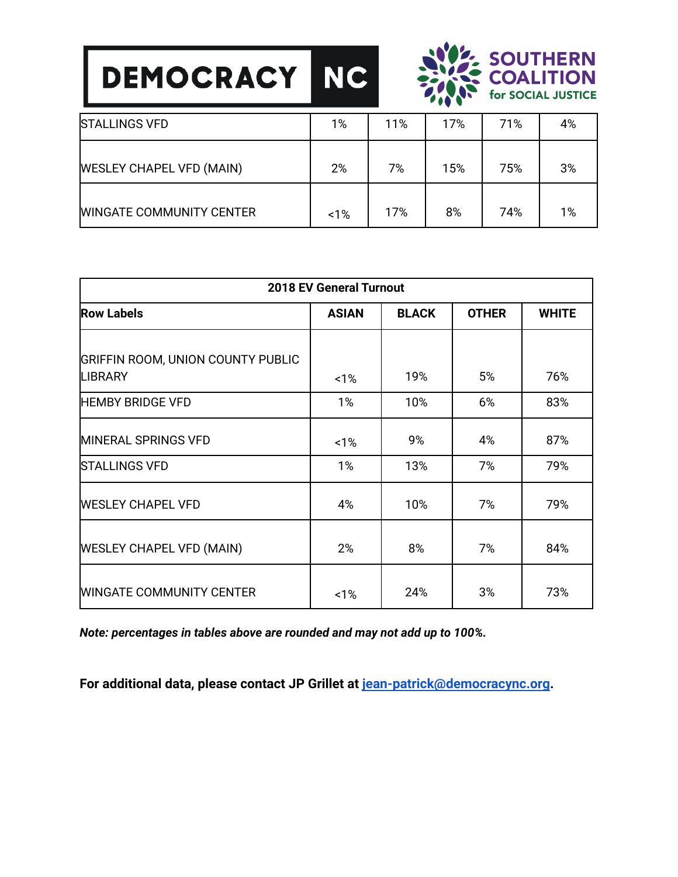DEMOCRACY NC

SOUTHERN COALITION for SOCIAL JUSTICE

| | | | | | |
|---|---|---|---|---|---|
| STALLINGS VFD | 1% | 11% | 17% | 71% | 4% |
| WESLEY CHAPEL VFD (MAIN) | 2% | 7% | 15% | 75% | 3% |
| WINGATE COMMUNITY CENTER | <1% | 17% | 8% | 74% | 1% |

| 2018 EV General Turnout | | | | |
|---|---|---|---|---|
| **Row Labels** | **ASIAN** | **BLACK** | **OTHER** | **WHITE** |
| GRIFFIN ROOM, UNION COUNTY PUBLIC LIBRARY | <1% | 19% | 5% | 76% |
| HEMBY BRIDGE VFD | 1% | 10% | 6% | 83% |
| MINERAL SPRINGS VFD | <1% | 9% | 4% | 87% |
| STALLINGS VFD | 1% | 13% | 7% | 79% |
| WESLEY CHAPEL VFD | 4% | 10% | 7% | 79% |
| WESLEY CHAPEL VFD (MAIN) | 2% | 8% | 7% | 84% |
| WINGATE COMMUNITY CENTER | <1% | 24% | 3% | 73% |

***Note: percentages in tables above are rounded and may not add up to 100%.***

**For additional data, please contact JP Grillet at jean-patrick@democracync.org.**